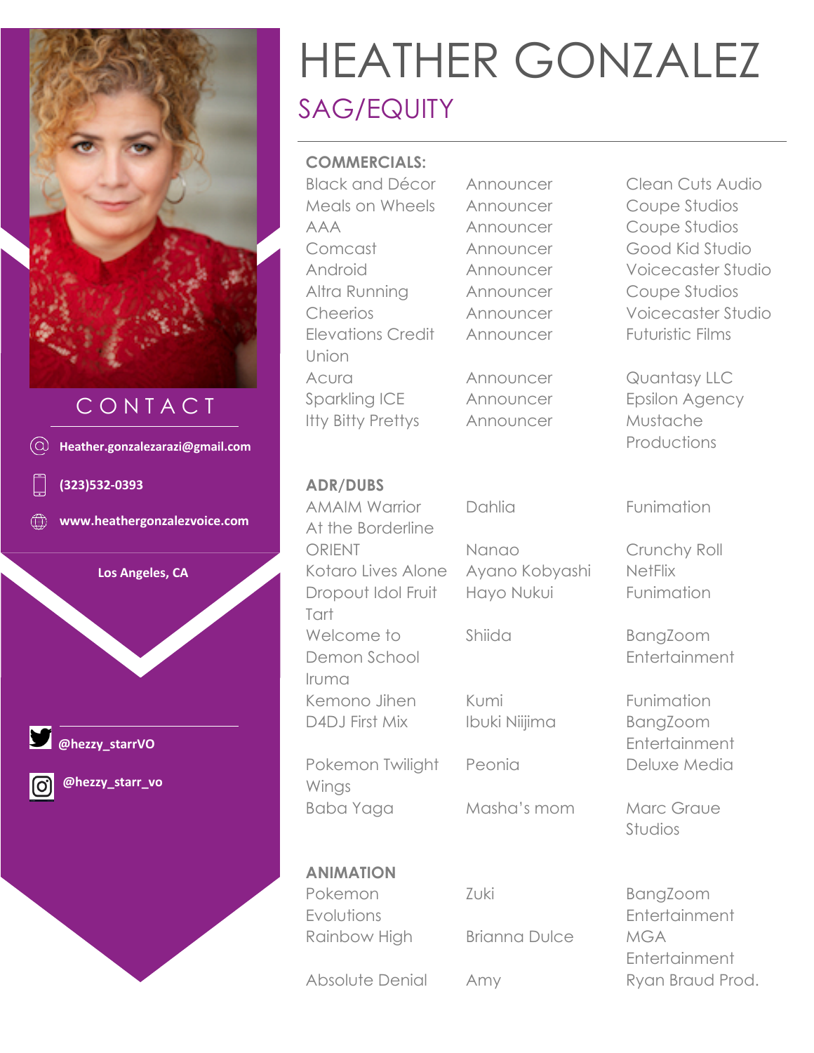# HEATHER GONZALEZ

## SAG/EQUITY

**CONTACT**

Heather.gonzalezarazi@gmail.com

(323)532-0393

www.heathergonzalezvoice.com

Los Angeles, CA

@hezzy_starrVO

@hezzy_starr_vo

---

**COMMERCIALS:**

| | | |
|---|---|---|
| Black and Décor | Announcer | Clean Cuts Audio |
| Meals on Wheels | Announcer | Coupe Studios |
| AAA | Announcer | Coupe Studios |
| Comcast | Announcer | Good Kid Studio |
| Android | Announcer | Voicecaster Studio |
| Altra Running | Announcer | Coupe Studios |
| Cheerios | Announcer | Voicecaster Studio |
| Elevations Credit Union | Announcer | Futuristic Films |
| Acura | Announcer | Quantasy LLC |
| Sparkling ICE | Announcer | Epsilon Agency |
| Itty Bitty Prettys | Announcer | Mustache Productions |

**ADR/DUBS**

| | | |
|---|---|---|
| AMAIM Warrior | Dahlia | Funimation |
| At the Borderline | | |
| ORIENT | Nanao | Crunchy Roll |
| Kotaro Lives Alone | Ayano Kobyashi | NetFlix |
| Dropout Idol Fruit Tart | Hayo Nukui | Funimation |
| Welcome to Demon School Iruma | Shiida | BangZoom Entertainment |
| Kemono Jihen | Kumi | Funimation |
| D4DJ First Mix | Ibuki Niijima | BangZoom Entertainment |
| Pokemon Twilight Wings | Peonia | Deluxe Media |
| Baba Yaga | Masha's mom | Marc Graue Studios |

**ANIMATION**

| | | |
|---|---|---|
| Pokemon Evolutions | Zuki | BangZoom Entertainment |
| Rainbow High | Brianna Dulce | MGA Entertainment |
| Absolute Denial | Amy | Ryan Braud Prod. |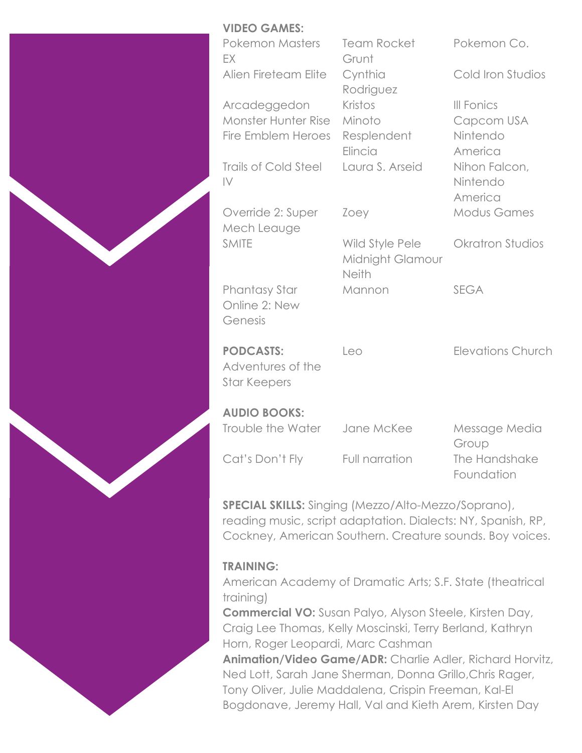**VIDEO GAMES:**

| | | |
|---|---|---|
| Pokemon Masters EX | Team Rocket Grunt | Pokemon Co. |
| Alien Fireteam Elite | Cynthia Rodriguez | Cold Iron Studios |
| Arcadeggedon | Kristos | Ill Fonics |
| Monster Hunter Rise | Minoto | Capcom USA |
| Fire Emblem Heroes | Resplendent Elincia | Nintendo America |
| Trails of Cold Steel IV | Laura S. Arseid | Nihon Falcon, Nintendo America |
| Override 2: Super Mech Leauge | Zoey | Modus Games |
| SMITE | Wild Style Pele Midnight Glamour Neith | Okratron Studios |
| Phantasy Star Online 2: New Genesis | Mannon | SEGA |

**PODCASTS:**

| | | |
|---|---|---|
| Adventures of the Star Keepers | Leo | Elevations Church |

**AUDIO BOOKS:**

| | | |
|---|---|---|
| Trouble the Water | Jane McKee | Message Media Group |
| Cat's Don't Fly | Full narration | The Handshake Foundation |

**SPECIAL SKILLS:** Singing (Mezzo/Alto-Mezzo/Soprano), reading music, script adaptation. Dialects: NY, Spanish, RP, Cockney, American Southern. Creature sounds. Boy voices.

**TRAINING:**

American Academy of Dramatic Arts; S.F. State (theatrical training)

**Commercial VO:** Susan Palyo, Alyson Steele, Kirsten Day, Craig Lee Thomas, Kelly Moscinski, Terry Berland, Kathryn Horn, Roger Leopardi, Marc Cashman

**Animation/Video Game/ADR:** Charlie Adler, Richard Horvitz, Ned Lott, Sarah Jane Sherman, Donna Grillo,Chris Rager, Tony Oliver, Julie Maddalena, Crispin Freeman, Kal-El Bogdonave, Jeremy Hall, Val and Kieth Arem, Kirsten Day